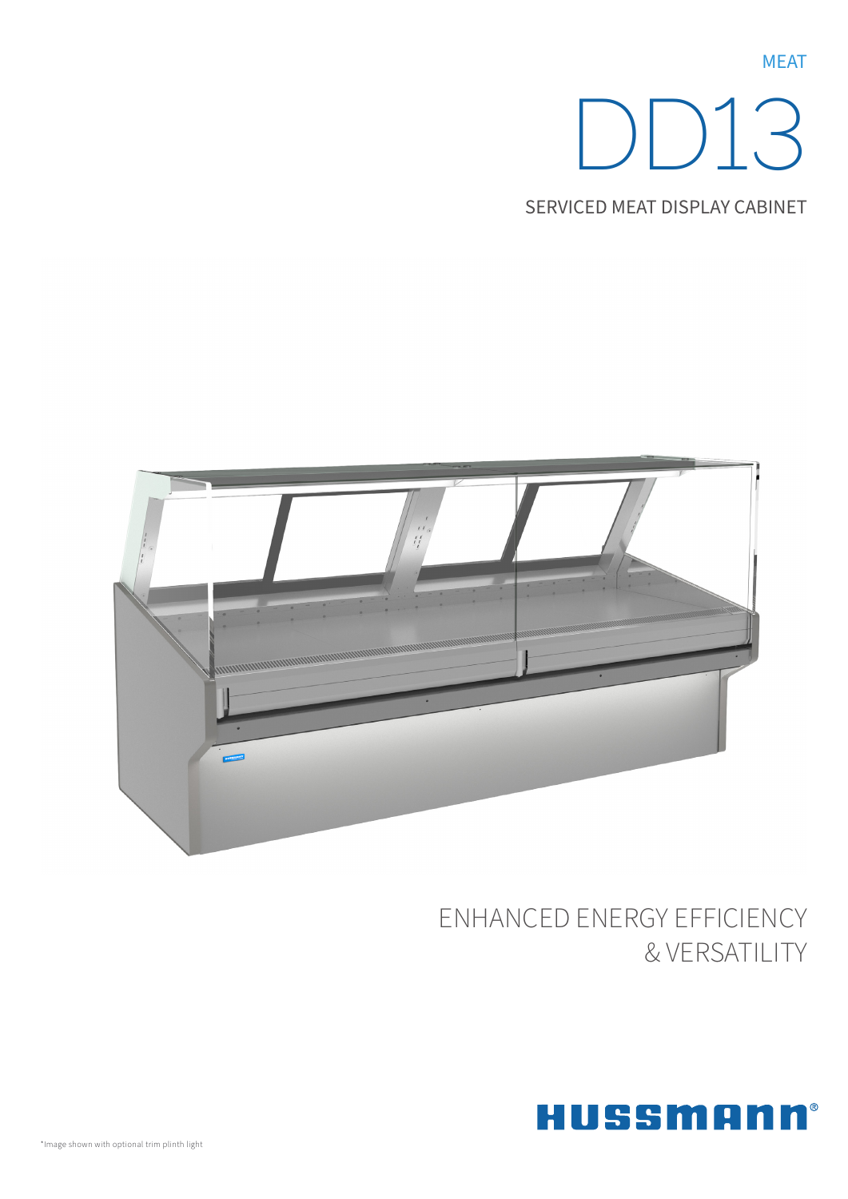MEAT

# DD13

## SERVICED MEAT DISPLAY CABINET

ENHANCED ENERGY EFFICIENCY
& VERSATILITY

HUSSMANN®

*Image shown with optional trim plinth light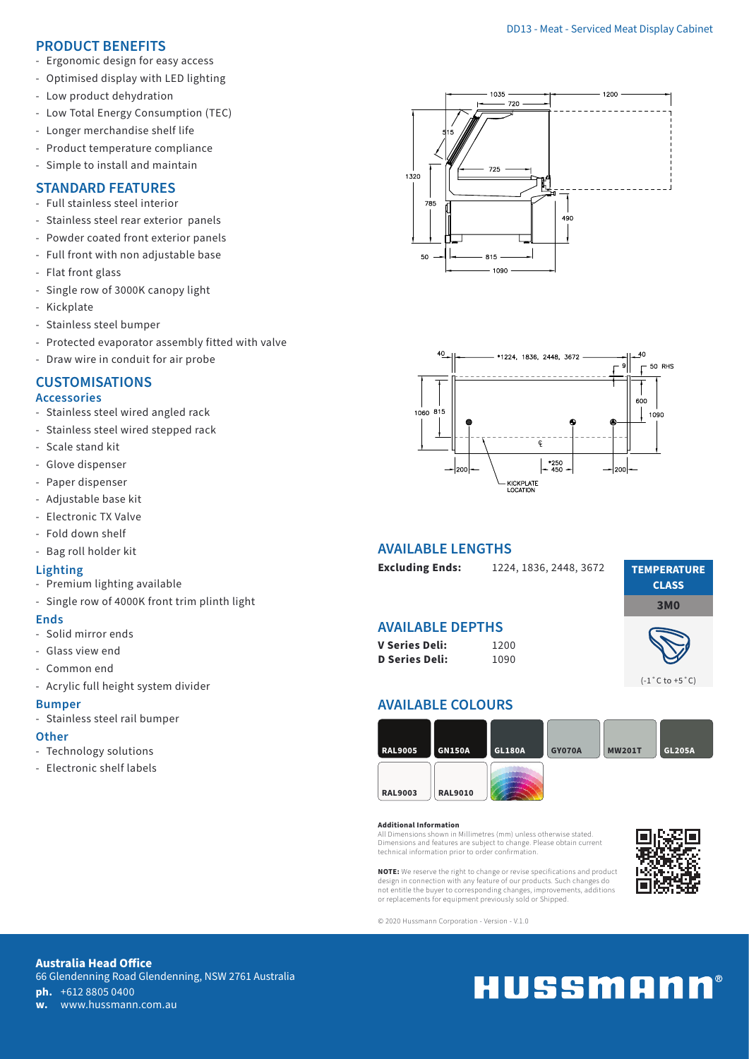DD13 - Meat - Serviced Meat Display Cabinet

## PRODUCT BENEFITS

- Ergonomic design for easy access
- Optimised display with LED lighting
- Low product dehydration
- Low Total Energy Consumption (TEC)
- Longer merchandise shelf life
- Product temperature compliance
- Simple to install and maintain

## STANDARD FEATURES

- Full stainless steel interior
- Stainless steel rear exterior panels
- Powder coated front exterior panels
- Full front with non adjustable base
- Flat front glass
- Single row of 3000K canopy light
- Kickplate
- Stainless steel bumper
- Protected evaporator assembly fitted with valve
- Draw wire in conduit for air probe

## CUSTOMISATIONS

### Accessories

- Stainless steel wired angled rack
- Stainless steel wired stepped rack
- Scale stand kit
- Glove dispenser
- Paper dispenser
- Adjustable base kit
- Electronic TX Valve
- Fold down shelf
- Bag roll holder kit

### Lighting

- Premium lighting available
- Single row of 4000K front trim plinth light

### Ends

- Solid mirror ends
- Glass view end
- Common end
- Acrylic full height system divider

### Bumper

- Stainless steel rail bumper

### Other

- Technology solutions
- Electronic shelf labels

1035
720
1200
515
725
1320
785
490
50
815
1090

40
*1224, 1836, 2448, 3672
40
9
50 RHS
600
1060
815
1090
℄
200
*250
450
200
KICKPLATE LOCATION

## AVAILABLE LENGTHS

**Excluding Ends:** 1224, 1836, 2448, 3672

## AVAILABLE DEPTHS

| | |
|---|---|
| **V Series Deli:** | 1200 |
| **D Series Deli:** | 1090 |

**TEMPERATURE CLASS**

**3M0**

(-1˚C to +5˚C)

## AVAILABLE COLOURS

RAL9005, GN150A, GL180A, GY070A, MW201T, GL205A, RAL9003, RAL9010

**Additional Information**
All Dimensions shown in Millimetres (mm) unless otherwise stated. Dimensions and features are subject to change. Please obtain current technical information prior to order confirmation.

**NOTE:** We reserve the right to change or revise specifications and product design in connection with any feature of our products. Such changes do not entitle the buyer to corresponding changes, improvements, additions or replacements for equipment previously sold or Shipped.

© 2020 Hussmann Corporation - Version - V.1.0

**Australia Head Office**
66 Glendenning Road Glendenning, NSW 2761 Australia
**ph.** +612 8805 0400
**w.** www.hussmann.com.au

HUSSMANN®